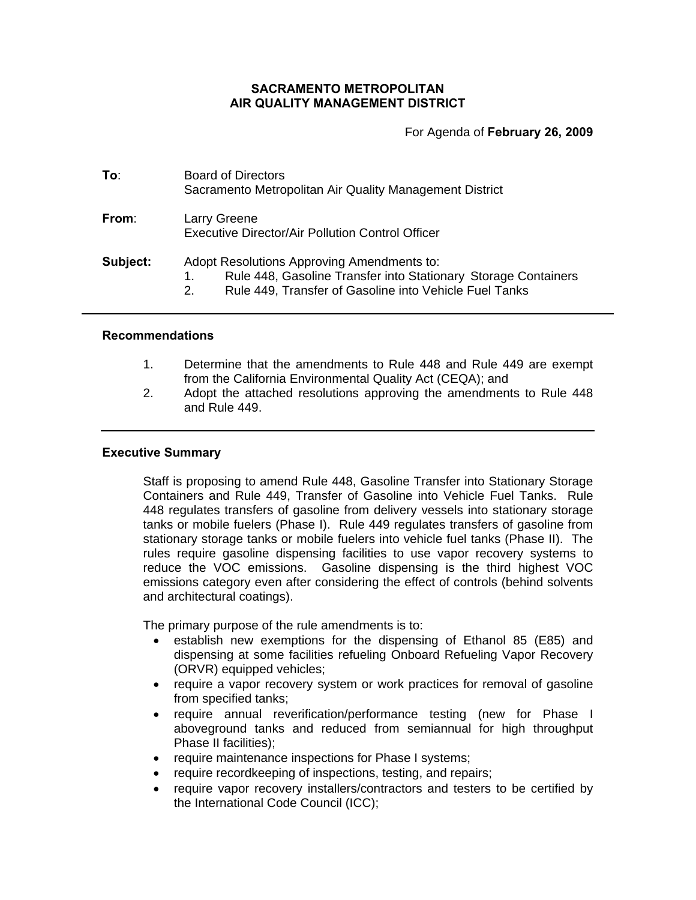**SACRAMENTO METROPOLITAN**
**AIR QUALITY MANAGEMENT DISTRICT**

For Agenda of **February 26, 2009**

**To**: Board of Directors
Sacramento Metropolitan Air Quality Management District

**From**: Larry Greene
Executive Director/Air Pollution Control Officer

**Subject:** Adopt Resolutions Approving Amendments to:
1. Rule 448, Gasoline Transfer into Stationary Storage Containers
2. Rule 449, Transfer of Gasoline into Vehicle Fuel Tanks

---

### Recommendations

1. Determine that the amendments to Rule 448 and Rule 449 are exempt from the California Environmental Quality Act (CEQA); and
2. Adopt the attached resolutions approving the amendments to Rule 448 and Rule 449.

---

### Executive Summary

Staff is proposing to amend Rule 448, Gasoline Transfer into Stationary Storage Containers and Rule 449, Transfer of Gasoline into Vehicle Fuel Tanks. Rule 448 regulates transfers of gasoline from delivery vessels into stationary storage tanks or mobile fuelers (Phase I). Rule 449 regulates transfers of gasoline from stationary storage tanks or mobile fuelers into vehicle fuel tanks (Phase II). The rules require gasoline dispensing facilities to use vapor recovery systems to reduce the VOC emissions. Gasoline dispensing is the third highest VOC emissions category even after considering the effect of controls (behind solvents and architectural coatings).

The primary purpose of the rule amendments is to:

- establish new exemptions for the dispensing of Ethanol 85 (E85) and dispensing at some facilities refueling Onboard Refueling Vapor Recovery (ORVR) equipped vehicles;
- require a vapor recovery system or work practices for removal of gasoline from specified tanks;
- require annual reverification/performance testing (new for Phase I aboveground tanks and reduced from semiannual for high throughput Phase II facilities);
- require maintenance inspections for Phase I systems;
- require recordkeeping of inspections, testing, and repairs;
- require vapor recovery installers/contractors and testers to be certified by the International Code Council (ICC);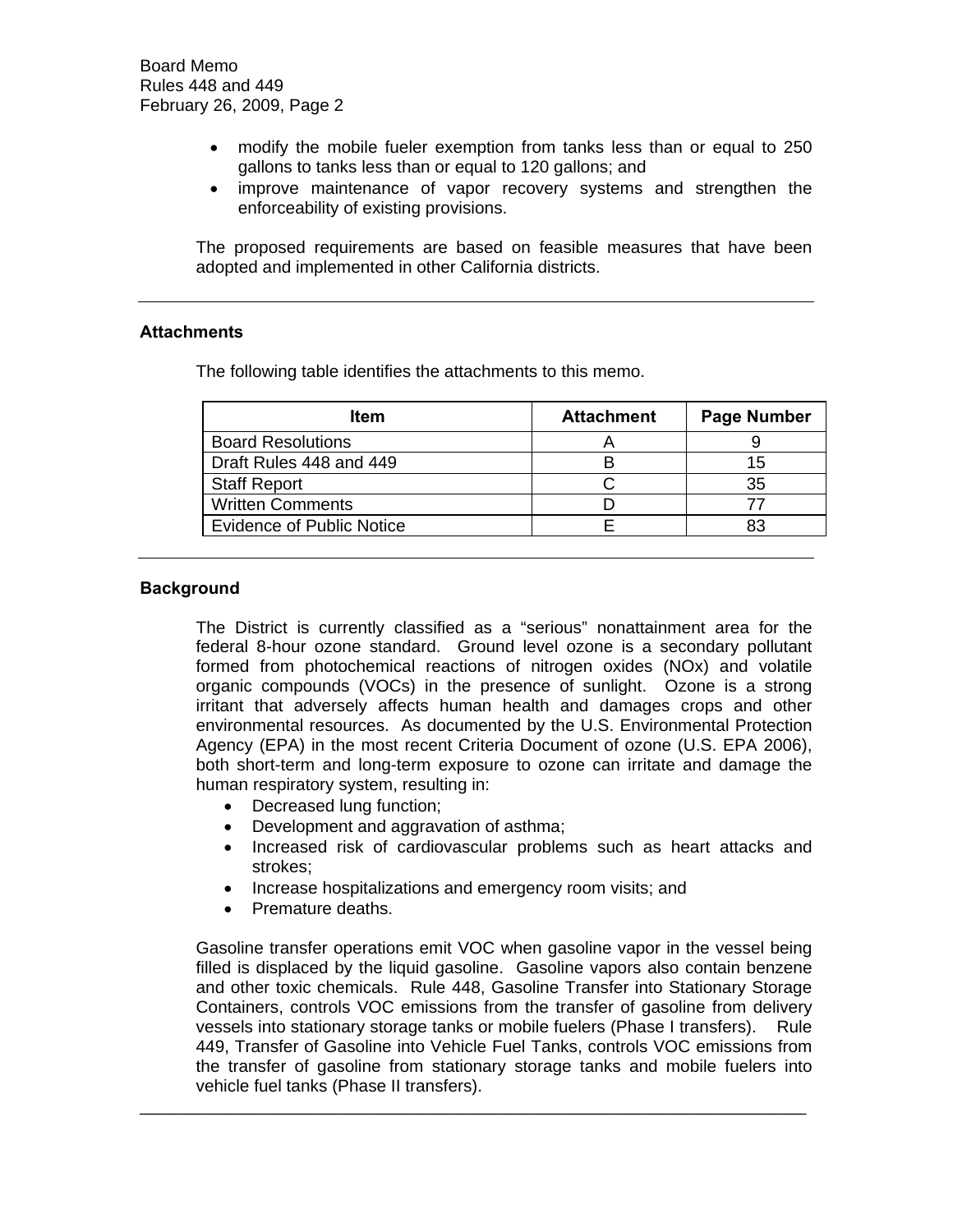- modify the mobile fueler exemption from tanks less than or equal to 250 gallons to tanks less than or equal to 120 gallons; and
- improve maintenance of vapor recovery systems and strengthen the enforceability of existing provisions.

The proposed requirements are based on feasible measures that have been adopted and implemented in other California districts.

---

## Attachments

The following table identifies the attachments to this memo.

| Item | Attachment | Page Number |
| --- | --- | --- |
| Board Resolutions | A | 9 |
| Draft Rules 448 and 449 | B | 15 |
| Staff Report | C | 35 |
| Written Comments | D | 77 |
| Evidence of Public Notice | E | 83 |

---

## Background

The District is currently classified as a "serious" nonattainment area for the federal 8-hour ozone standard. Ground level ozone is a secondary pollutant formed from photochemical reactions of nitrogen oxides (NOx) and volatile organic compounds (VOCs) in the presence of sunlight. Ozone is a strong irritant that adversely affects human health and damages crops and other environmental resources. As documented by the U.S. Environmental Protection Agency (EPA) in the most recent Criteria Document of ozone (U.S. EPA 2006), both short-term and long-term exposure to ozone can irritate and damage the human respiratory system, resulting in:

- Decreased lung function;
- Development and aggravation of asthma;
- Increased risk of cardiovascular problems such as heart attacks and strokes;
- Increase hospitalizations and emergency room visits; and
- Premature deaths.

Gasoline transfer operations emit VOC when gasoline vapor in the vessel being filled is displaced by the liquid gasoline. Gasoline vapors also contain benzene and other toxic chemicals. Rule 448, Gasoline Transfer into Stationary Storage Containers, controls VOC emissions from the transfer of gasoline from delivery vessels into stationary storage tanks or mobile fuelers (Phase I transfers). Rule 449, Transfer of Gasoline into Vehicle Fuel Tanks, controls VOC emissions from the transfer of gasoline from stationary storage tanks and mobile fuelers into vehicle fuel tanks (Phase II transfers).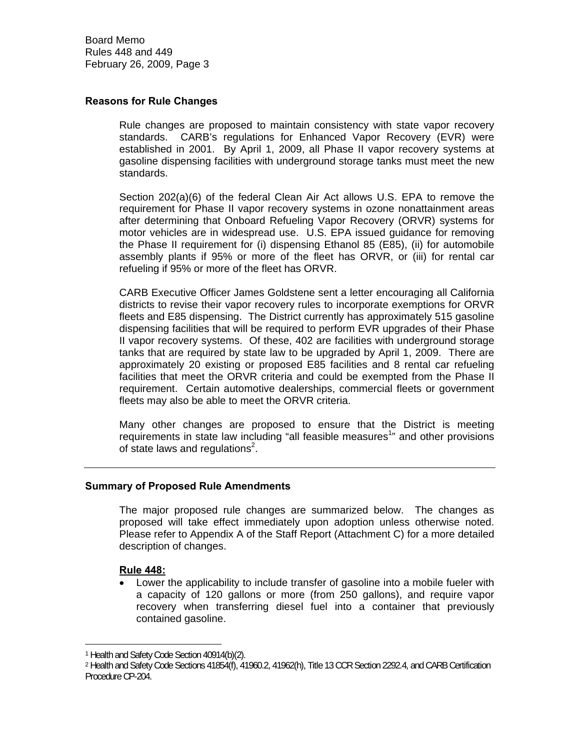## Reasons for Rule Changes

Rule changes are proposed to maintain consistency with state vapor recovery standards. CARB's regulations for Enhanced Vapor Recovery (EVR) were established in 2001. By April 1, 2009, all Phase II vapor recovery systems at gasoline dispensing facilities with underground storage tanks must meet the new standards.

Section 202(a)(6) of the federal Clean Air Act allows U.S. EPA to remove the requirement for Phase II vapor recovery systems in ozone nonattainment areas after determining that Onboard Refueling Vapor Recovery (ORVR) systems for motor vehicles are in widespread use. U.S. EPA issued guidance for removing the Phase II requirement for (i) dispensing Ethanol 85 (E85), (ii) for automobile assembly plants if 95% or more of the fleet has ORVR, or (iii) for rental car refueling if 95% or more of the fleet has ORVR.

CARB Executive Officer James Goldstene sent a letter encouraging all California districts to revise their vapor recovery rules to incorporate exemptions for ORVR fleets and E85 dispensing. The District currently has approximately 515 gasoline dispensing facilities that will be required to perform EVR upgrades of their Phase II vapor recovery systems. Of these, 402 are facilities with underground storage tanks that are required by state law to be upgraded by April 1, 2009. There are approximately 20 existing or proposed E85 facilities and 8 rental car refueling facilities that meet the ORVR criteria and could be exempted from the Phase II requirement. Certain automotive dealerships, commercial fleets or government fleets may also be able to meet the ORVR criteria.

Many other changes are proposed to ensure that the District is meeting requirements in state law including "all feasible measures[1]" and other provisions of state laws and regulations[2].

---

## Summary of Proposed Rule Amendments

The major proposed rule changes are summarized below. The changes as proposed will take effect immediately upon adoption unless otherwise noted. Please refer to Appendix A of the Staff Report (Attachment C) for a more detailed description of changes.

**Rule 448:**

- Lower the applicability to include transfer of gasoline into a mobile fueler with a capacity of 120 gallons or more (from 250 gallons), and require vapor recovery when transferring diesel fuel into a container that previously contained gasoline.

---

[1] Health and Safety Code Section 40914(b)(2).

[2] Health and Safety Code Sections 41854(f), 41960.2, 41962(h), Title 13 CCR Section 2292.4, and CARB Certification Procedure CP-204.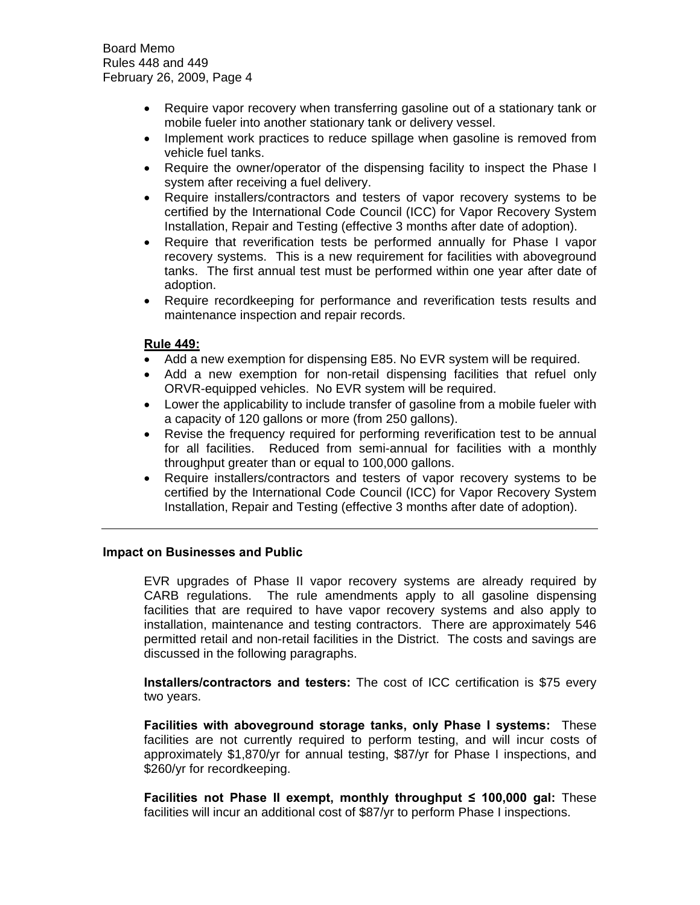- Require vapor recovery when transferring gasoline out of a stationary tank or mobile fueler into another stationary tank or delivery vessel.
- Implement work practices to reduce spillage when gasoline is removed from vehicle fuel tanks.
- Require the owner/operator of the dispensing facility to inspect the Phase I system after receiving a fuel delivery.
- Require installers/contractors and testers of vapor recovery systems to be certified by the International Code Council (ICC) for Vapor Recovery System Installation, Repair and Testing (effective 3 months after date of adoption).
- Require that reverification tests be performed annually for Phase I vapor recovery systems. This is a new requirement for facilities with aboveground tanks. The first annual test must be performed within one year after date of adoption.
- Require recordkeeping for performance and reverification tests results and maintenance inspection and repair records.

**Rule 449:**

- Add a new exemption for dispensing E85. No EVR system will be required.
- Add a new exemption for non-retail dispensing facilities that refuel only ORVR-equipped vehicles. No EVR system will be required.
- Lower the applicability to include transfer of gasoline from a mobile fueler with a capacity of 120 gallons or more (from 250 gallons).
- Revise the frequency required for performing reverification test to be annual for all facilities. Reduced from semi-annual for facilities with a monthly throughput greater than or equal to 100,000 gallons.
- Require installers/contractors and testers of vapor recovery systems to be certified by the International Code Council (ICC) for Vapor Recovery System Installation, Repair and Testing (effective 3 months after date of adoption).

---

**Impact on Businesses and Public**

EVR upgrades of Phase II vapor recovery systems are already required by CARB regulations. The rule amendments apply to all gasoline dispensing facilities that are required to have vapor recovery systems and also apply to installation, maintenance and testing contractors. There are approximately 546 permitted retail and non-retail facilities in the District. The costs and savings are discussed in the following paragraphs.

**Installers/contractors and testers:** The cost of ICC certification is $75 every two years.

**Facilities with aboveground storage tanks, only Phase I systems:** These facilities are not currently required to perform testing, and will incur costs of approximately $1,870/yr for annual testing, $87/yr for Phase I inspections, and $260/yr for recordkeeping.

**Facilities not Phase II exempt, monthly throughput ≤ 100,000 gal:** These facilities will incur an additional cost of $87/yr to perform Phase I inspections.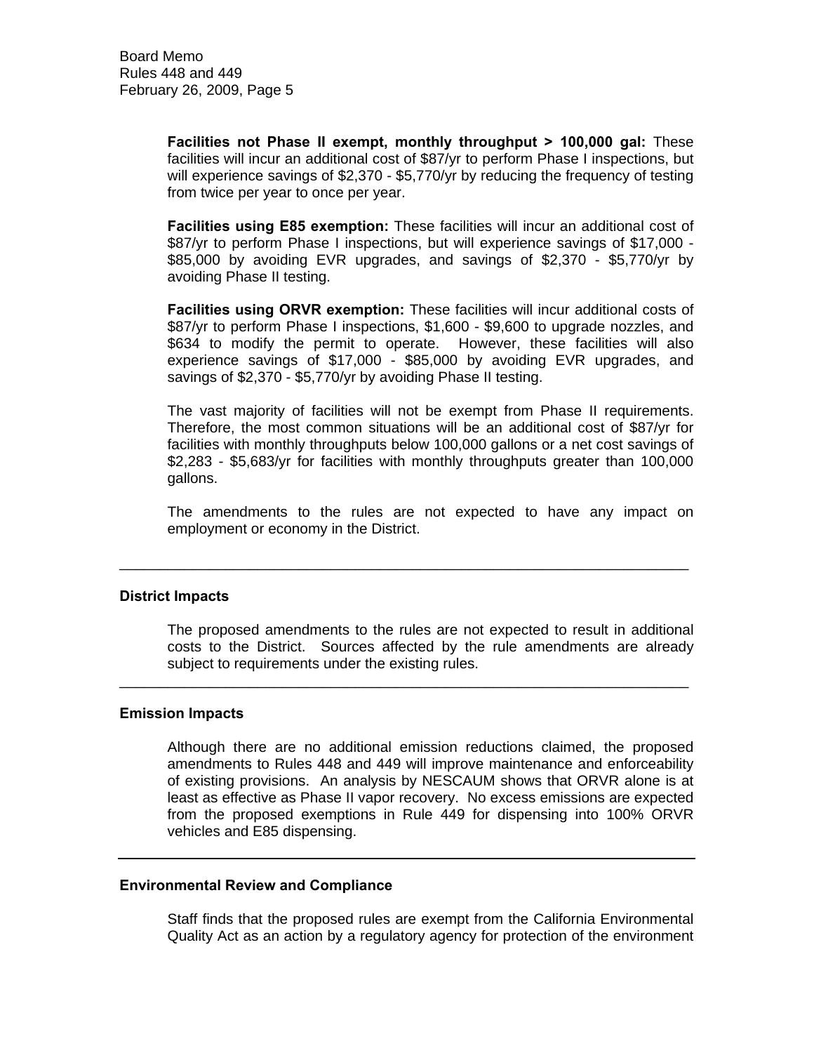**Facilities not Phase II exempt, monthly throughput > 100,000 gal:** These facilities will incur an additional cost of $87/yr to perform Phase I inspections, but will experience savings of $2,370 - $5,770/yr by reducing the frequency of testing from twice per year to once per year.

**Facilities using E85 exemption:** These facilities will incur an additional cost of $87/yr to perform Phase I inspections, but will experience savings of $17,000 - $85,000 by avoiding EVR upgrades, and savings of $2,370 - $5,770/yr by avoiding Phase II testing.

**Facilities using ORVR exemption:** These facilities will incur additional costs of $87/yr to perform Phase I inspections, $1,600 - $9,600 to upgrade nozzles, and $634 to modify the permit to operate. However, these facilities will also experience savings of $17,000 - $85,000 by avoiding EVR upgrades, and savings of $2,370 - $5,770/yr by avoiding Phase II testing.

The vast majority of facilities will not be exempt from Phase II requirements. Therefore, the most common situations will be an additional cost of $87/yr for facilities with monthly throughputs below 100,000 gallons or a net cost savings of $2,283 - $5,683/yr for facilities with monthly throughputs greater than 100,000 gallons.

The amendments to the rules are not expected to have any impact on employment or economy in the District.

---

**District Impacts**

The proposed amendments to the rules are not expected to result in additional costs to the District. Sources affected by the rule amendments are already subject to requirements under the existing rules.

---

**Emission Impacts**

Although there are no additional emission reductions claimed, the proposed amendments to Rules 448 and 449 will improve maintenance and enforceability of existing provisions. An analysis by NESCAUM shows that ORVR alone is at least as effective as Phase II vapor recovery. No excess emissions are expected from the proposed exemptions in Rule 449 for dispensing into 100% ORVR vehicles and E85 dispensing.

---

**Environmental Review and Compliance**

Staff finds that the proposed rules are exempt from the California Environmental Quality Act as an action by a regulatory agency for protection of the environment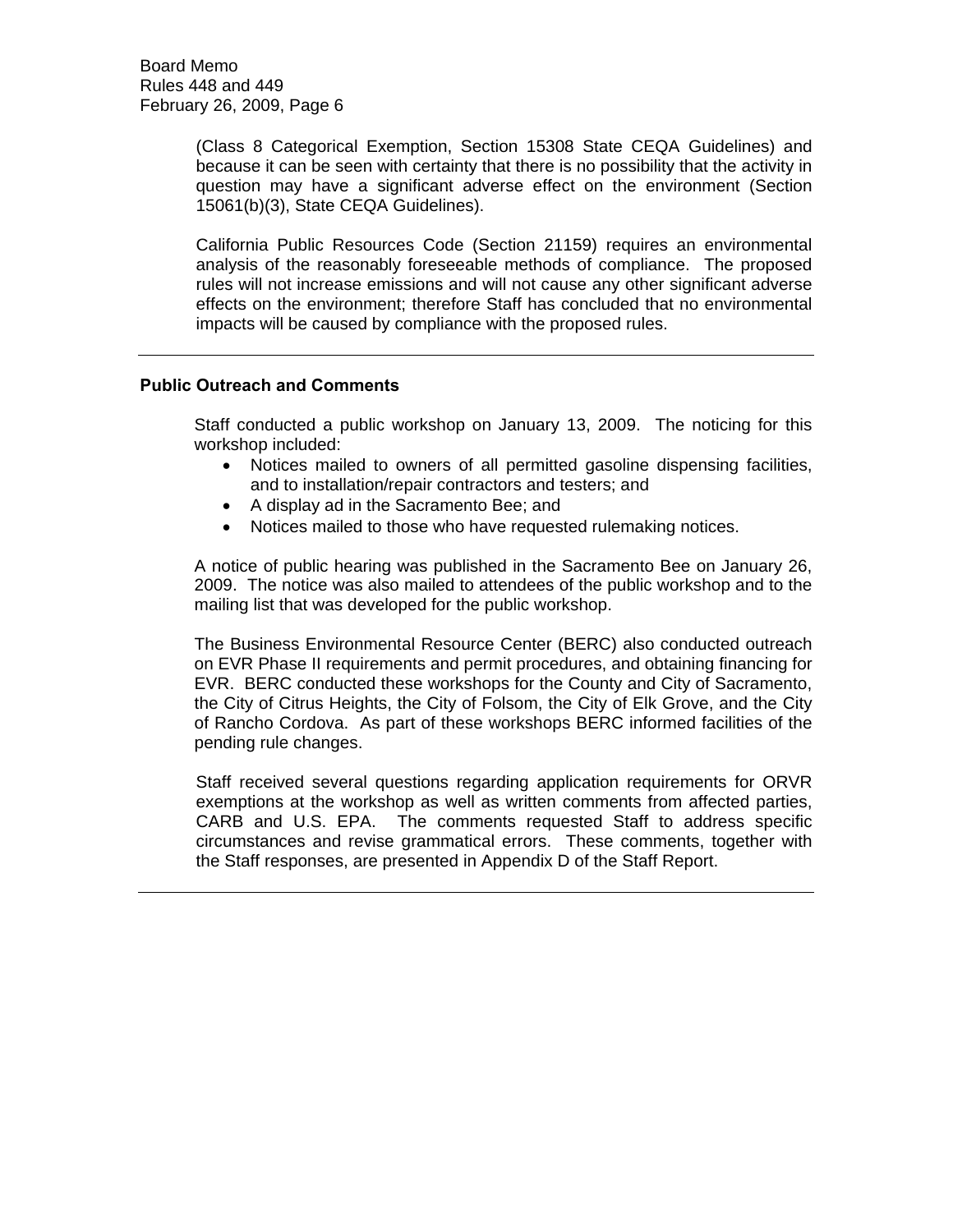(Class 8 Categorical Exemption, Section 15308 State CEQA Guidelines) and because it can be seen with certainty that there is no possibility that the activity in question may have a significant adverse effect on the environment (Section 15061(b)(3), State CEQA Guidelines).

California Public Resources Code (Section 21159) requires an environmental analysis of the reasonably foreseeable methods of compliance. The proposed rules will not increase emissions and will not cause any other significant adverse effects on the environment; therefore Staff has concluded that no environmental impacts will be caused by compliance with the proposed rules.

---

**Public Outreach and Comments**

Staff conducted a public workshop on January 13, 2009. The noticing for this workshop included:

- Notices mailed to owners of all permitted gasoline dispensing facilities, and to installation/repair contractors and testers; and
- A display ad in the Sacramento Bee; and
- Notices mailed to those who have requested rulemaking notices.

A notice of public hearing was published in the Sacramento Bee on January 26, 2009. The notice was also mailed to attendees of the public workshop and to the mailing list that was developed for the public workshop.

The Business Environmental Resource Center (BERC) also conducted outreach on EVR Phase II requirements and permit procedures, and obtaining financing for EVR. BERC conducted these workshops for the County and City of Sacramento, the City of Citrus Heights, the City of Folsom, the City of Elk Grove, and the City of Rancho Cordova. As part of these workshops BERC informed facilities of the pending rule changes.

Staff received several questions regarding application requirements for ORVR exemptions at the workshop as well as written comments from affected parties, CARB and U.S. EPA. The comments requested Staff to address specific circumstances and revise grammatical errors. These comments, together with the Staff responses, are presented in Appendix D of the Staff Report.

---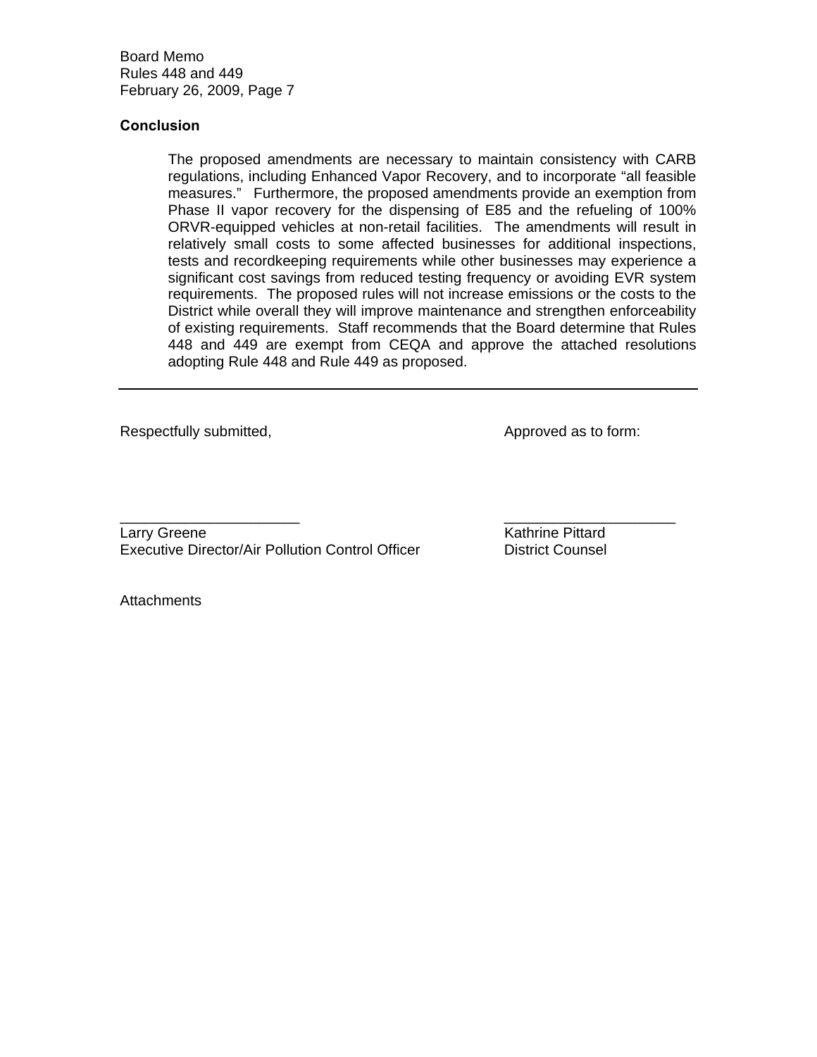## Conclusion

The proposed amendments are necessary to maintain consistency with CARB regulations, including Enhanced Vapor Recovery, and to incorporate "all feasible measures." Furthermore, the proposed amendments provide an exemption from Phase II vapor recovery for the dispensing of E85 and the refueling of 100% ORVR-equipped vehicles at non-retail facilities. The amendments will result in relatively small costs to some affected businesses for additional inspections, tests and recordkeeping requirements while other businesses may experience a significant cost savings from reduced testing frequency or avoiding EVR system requirements. The proposed rules will not increase emissions or the costs to the District while overall they will improve maintenance and strengthen enforceability of existing requirements. Staff recommends that the Board determine that Rules 448 and 449 are exempt from CEQA and approve the attached resolutions adopting Rule 448 and Rule 449 as proposed.

---

Respectfully submitted,

\_\_\_\_\_\_\_\_\_\_\_\_\_\_\_\_\_\_\_\_\_\_\_
Larry Greene
Executive Director/Air Pollution Control Officer

Approved as to form:

\_\_\_\_\_\_\_\_\_\_\_\_\_\_\_\_\_\_\_\_\_\_
Kathrine Pittard
District Counsel

Attachments